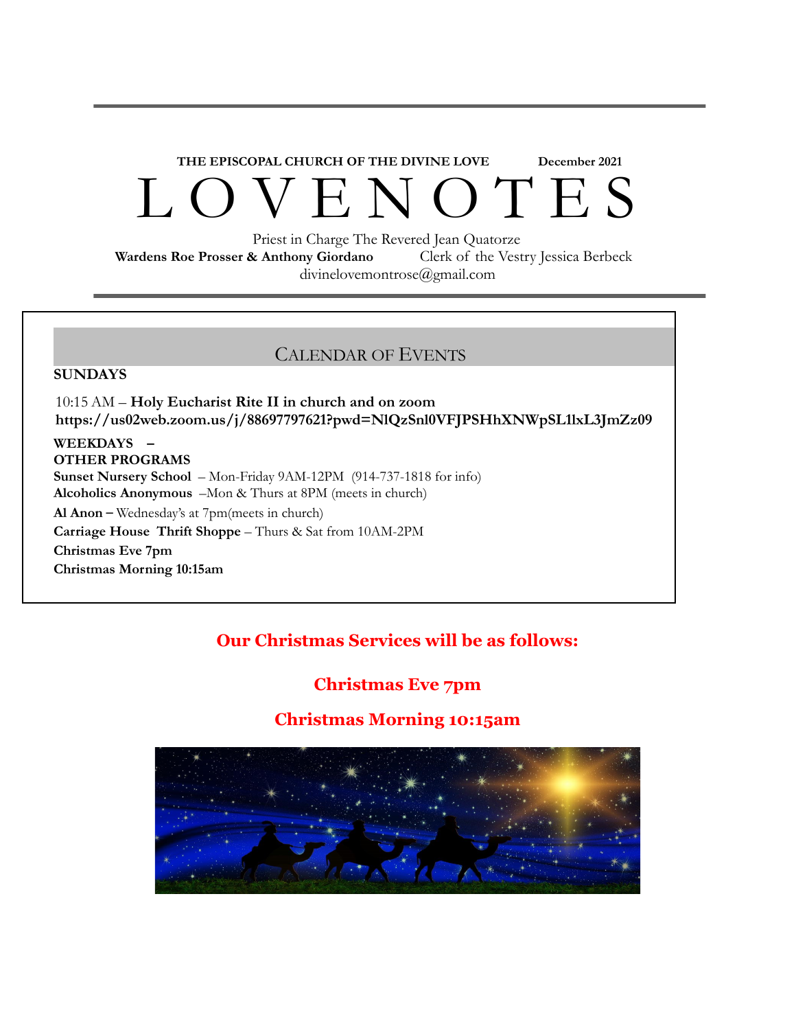**THE EPISCOPAL CHURCH OF THE DIVINE LOVE** **December 2021**

# L O V E N O T E S

Priest in Charge The Revered Jean Quatorze

**Wardens Roe Prosser & Anthony Giordano** Clerk of the Vestry Jessica Berbeck

divinelovemontrose@gmail.com

## CALENDAR OF EVENTS

**SUNDAYS**

10:15 AM – **Holy Eucharist Rite II in church and on zoom**
**https://us02web.zoom.us/j/88697797621?pwd=NlQzSnl0VFJPSHhXNWpSL1lxL3JmZz09**

**WEEKDAYS –**
**OTHER PROGRAMS**

**Sunset Nursery School** – Mon-Friday 9AM-12PM (914-737-1818 for info)
**Alcoholics Anonymous** –Mon & Thurs at 8PM (meets in church)
**Al Anon –** Wednesday's at 7pm(meets in church)
**Carriage House Thrift Shoppe** – Thurs & Sat from 10AM-2PM
**Christmas Eve 7pm**
**Christmas Morning 10:15am**

**Our Christmas Services will be as follows:**

**Christmas Eve 7pm**

**Christmas Morning 10:15am**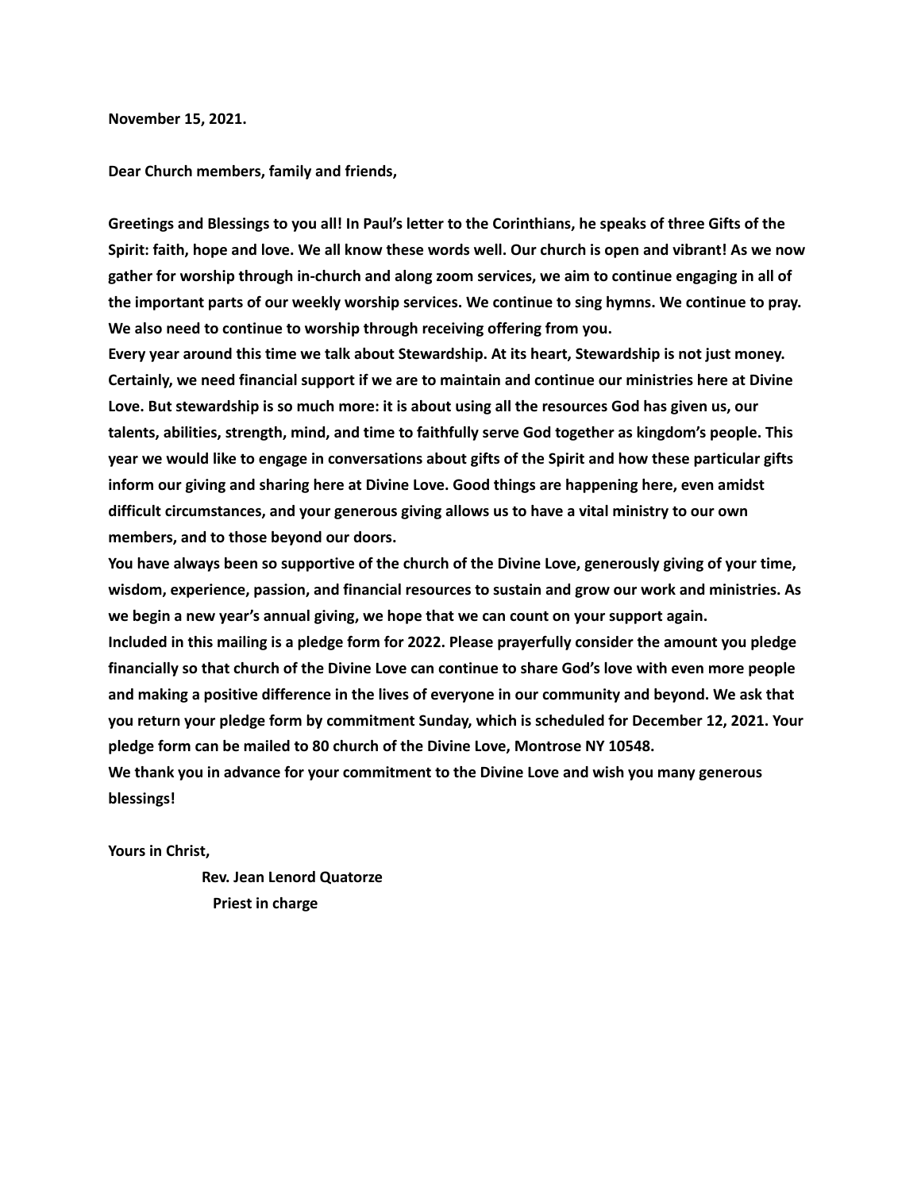**November 15, 2021.**

**Dear Church members, family and friends,**

**Greetings and Blessings to you all! In Paul's letter to the Corinthians, he speaks of three Gifts of the Spirit: faith, hope and love. We all know these words well. Our church is open and vibrant! As we now gather for worship through in-church and along zoom services, we aim to continue engaging in all of the important parts of our weekly worship services. We continue to sing hymns. We continue to pray. We also need to continue to worship through receiving offering from you.**

**Every year around this time we talk about Stewardship. At its heart, Stewardship is not just money. Certainly, we need financial support if we are to maintain and continue our ministries here at Divine Love. But stewardship is so much more: it is about using all the resources God has given us, our talents, abilities, strength, mind, and time to faithfully serve God together as kingdom's people. This year we would like to engage in conversations about gifts of the Spirit and how these particular gifts inform our giving and sharing here at Divine Love. Good things are happening here, even amidst difficult circumstances, and your generous giving allows us to have a vital ministry to our own members, and to those beyond our doors.**

**You have always been so supportive of the church of the Divine Love, generously giving of your time, wisdom, experience, passion, and financial resources to sustain and grow our work and ministries. As we begin a new year's annual giving, we hope that we can count on your support again.**

**Included in this mailing is a pledge form for 2022. Please prayerfully consider the amount you pledge financially so that church of the Divine Love can continue to share God's love with even more people and making a positive difference in the lives of everyone in our community and beyond. We ask that you return your pledge form by commitment Sunday, which is scheduled for December 12, 2021. Your pledge form can be mailed to 80 church of the Divine Love, Montrose NY 10548.**

**We thank you in advance for your commitment to the Divine Love and wish you many generous blessings!**

**Yours in Christ,**

**Rev. Jean Lenord Quatorze**
**Priest in charge**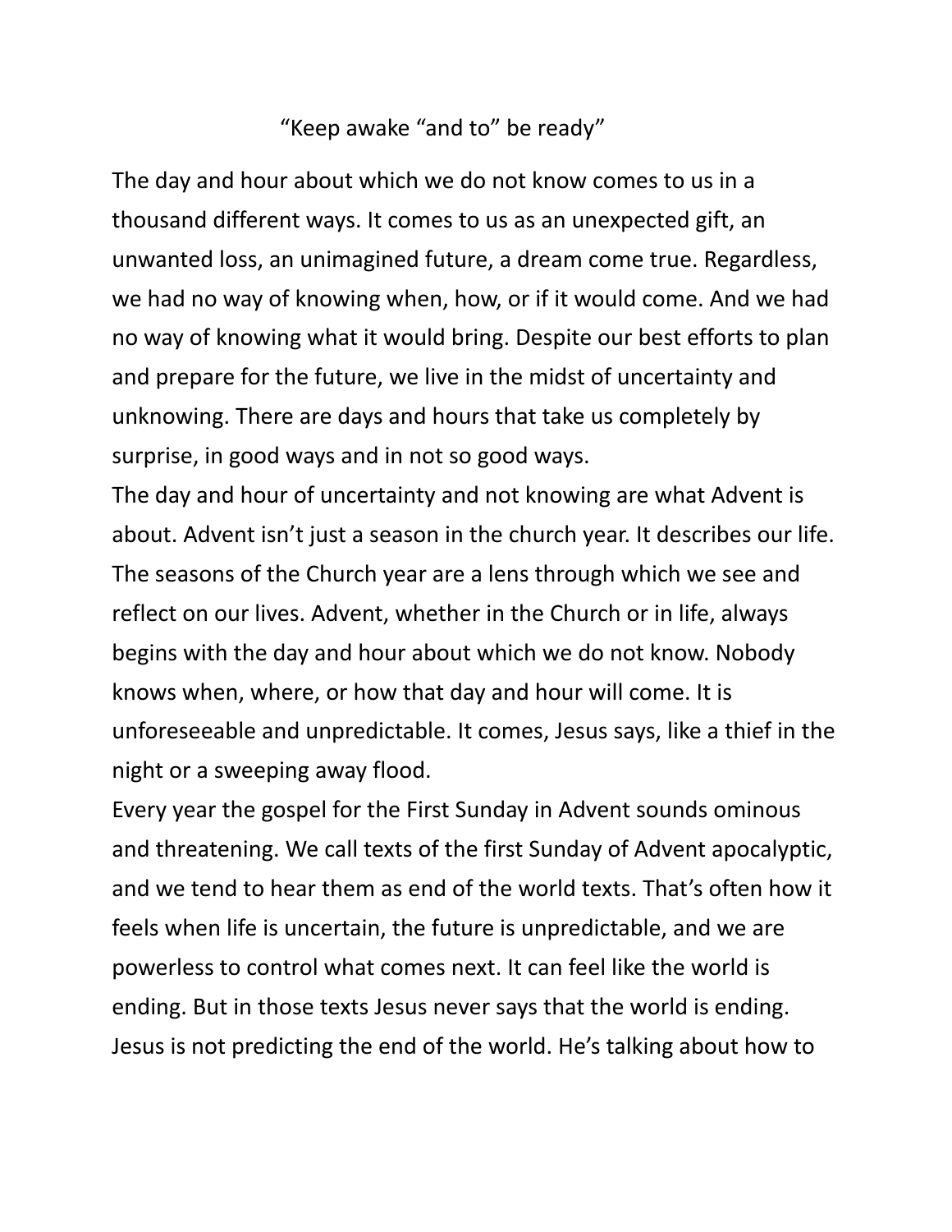“Keep awake “and to” be ready”

The day and hour about which we do not know comes to us in a thousand different ways. It comes to us as an unexpected gift, an unwanted loss, an unimagined future, a dream come true. Regardless, we had no way of knowing when, how, or if it would come. And we had no way of knowing what it would bring. Despite our best efforts to plan and prepare for the future, we live in the midst of uncertainty and unknowing. There are days and hours that take us completely by surprise, in good ways and in not so good ways.

The day and hour of uncertainty and not knowing are what Advent is about. Advent isn’t just a season in the church year. It describes our life. The seasons of the Church year are a lens through which we see and reflect on our lives. Advent, whether in the Church or in life, always begins with the day and hour about which we do not know. Nobody knows when, where, or how that day and hour will come. It is unforeseeable and unpredictable. It comes, Jesus says, like a thief in the night or a sweeping away flood.

Every year the gospel for the First Sunday in Advent sounds ominous and threatening. We call texts of the first Sunday of Advent apocalyptic, and we tend to hear them as end of the world texts. That’s often how it feels when life is uncertain, the future is unpredictable, and we are powerless to control what comes next. It can feel like the world is ending. But in those texts Jesus never says that the world is ending. Jesus is not predicting the end of the world. He’s talking about how to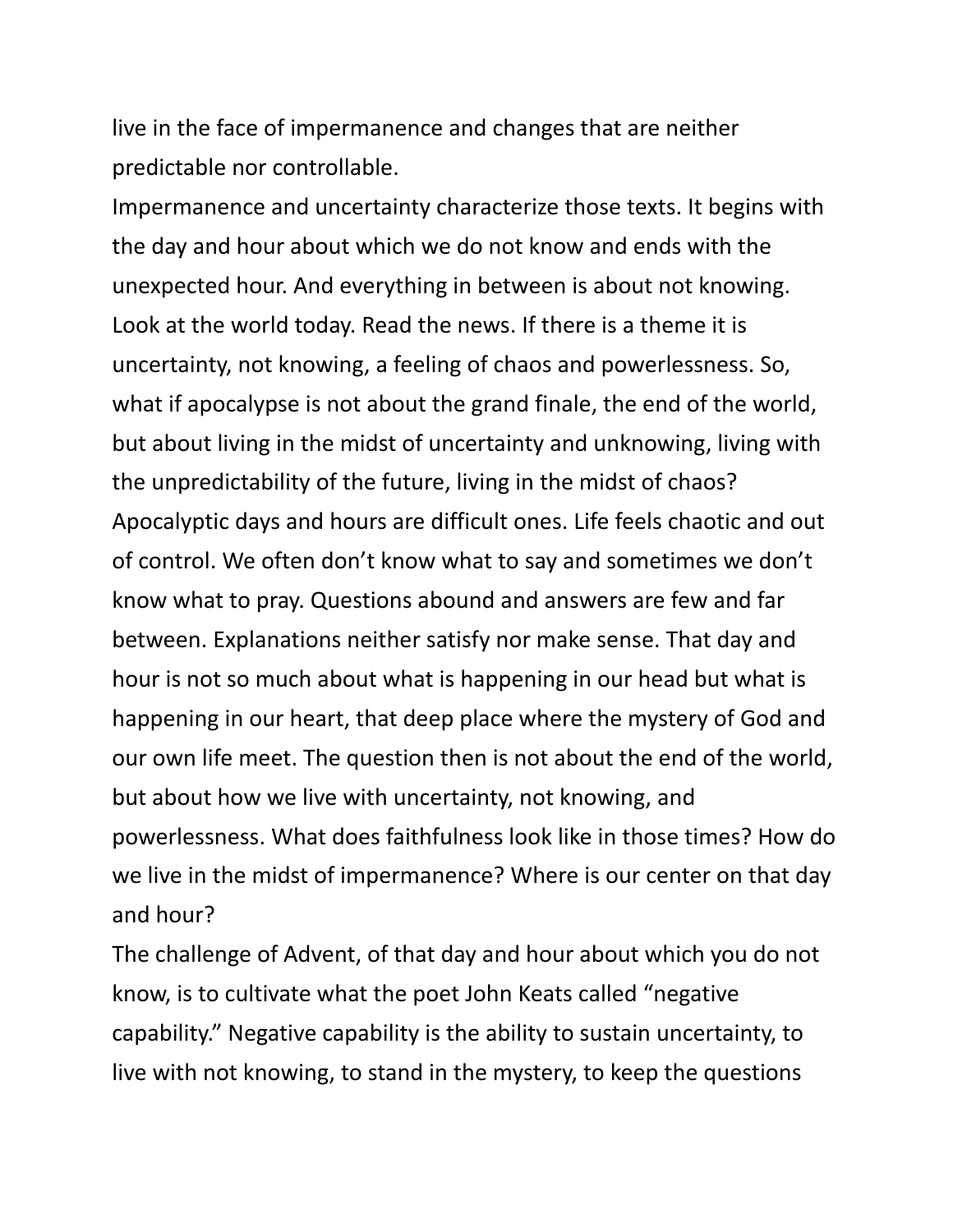live in the face of impermanence and changes that are neither predictable nor controllable.

Impermanence and uncertainty characterize those texts. It begins with the day and hour about which we do not know and ends with the unexpected hour. And everything in between is about not knowing. Look at the world today. Read the news. If there is a theme it is uncertainty, not knowing, a feeling of chaos and powerlessness. So, what if apocalypse is not about the grand finale, the end of the world, but about living in the midst of uncertainty and unknowing, living with the unpredictability of the future, living in the midst of chaos? Apocalyptic days and hours are difficult ones. Life feels chaotic and out of control. We often don't know what to say and sometimes we don't know what to pray. Questions abound and answers are few and far between. Explanations neither satisfy nor make sense. That day and hour is not so much about what is happening in our head but what is happening in our heart, that deep place where the mystery of God and our own life meet. The question then is not about the end of the world, but about how we live with uncertainty, not knowing, and powerlessness. What does faithfulness look like in those times? How do we live in the midst of impermanence? Where is our center on that day and hour?

The challenge of Advent, of that day and hour about which you do not know, is to cultivate what the poet John Keats called "negative capability." Negative capability is the ability to sustain uncertainty, to live with not knowing, to stand in the mystery, to keep the questions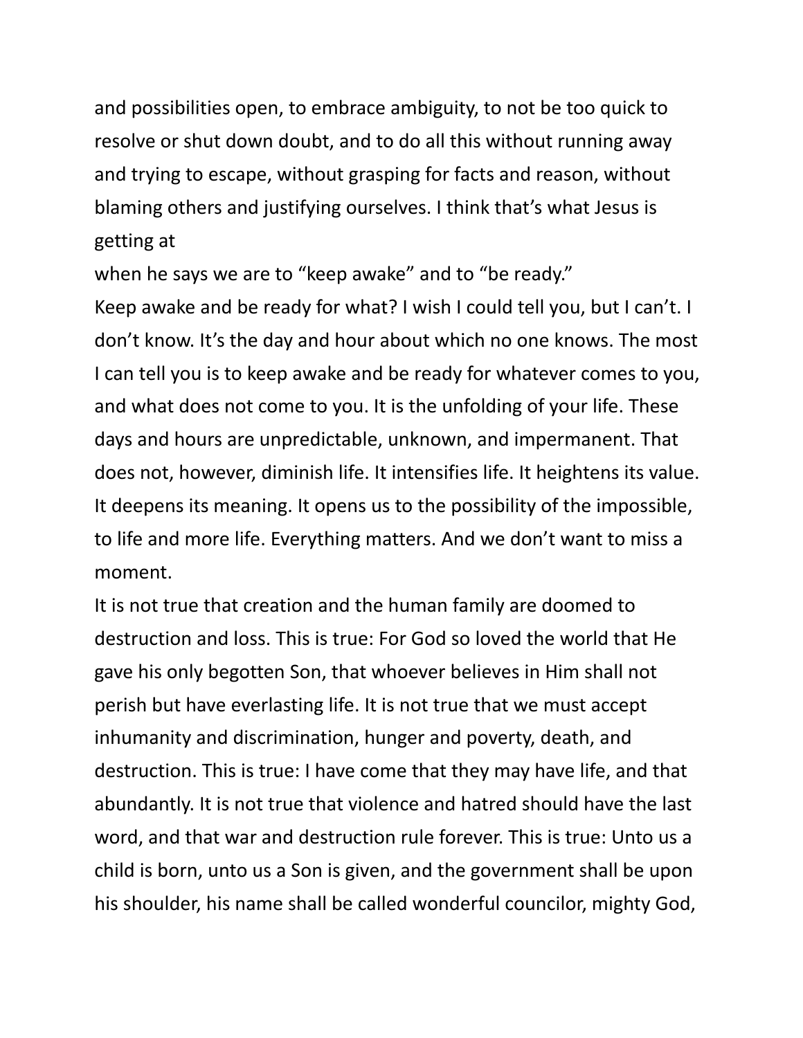and possibilities open, to embrace ambiguity, to not be too quick to resolve or shut down doubt, and to do all this without running away and trying to escape, without grasping for facts and reason, without blaming others and justifying ourselves. I think that's what Jesus is getting at
when he says we are to "keep awake" and to "be ready."

Keep awake and be ready for what? I wish I could tell you, but I can't. I don't know. It's the day and hour about which no one knows. The most I can tell you is to keep awake and be ready for whatever comes to you, and what does not come to you. It is the unfolding of your life. These days and hours are unpredictable, unknown, and impermanent. That does not, however, diminish life. It intensifies life. It heightens its value. It deepens its meaning. It opens us to the possibility of the impossible, to life and more life. Everything matters. And we don't want to miss a moment.

It is not true that creation and the human family are doomed to destruction and loss. This is true: For God so loved the world that He gave his only begotten Son, that whoever believes in Him shall not perish but have everlasting life. It is not true that we must accept inhumanity and discrimination, hunger and poverty, death, and destruction. This is true: I have come that they may have life, and that abundantly. It is not true that violence and hatred should have the last word, and that war and destruction rule forever. This is true: Unto us a child is born, unto us a Son is given, and the government shall be upon his shoulder, his name shall be called wonderful councilor, mighty God,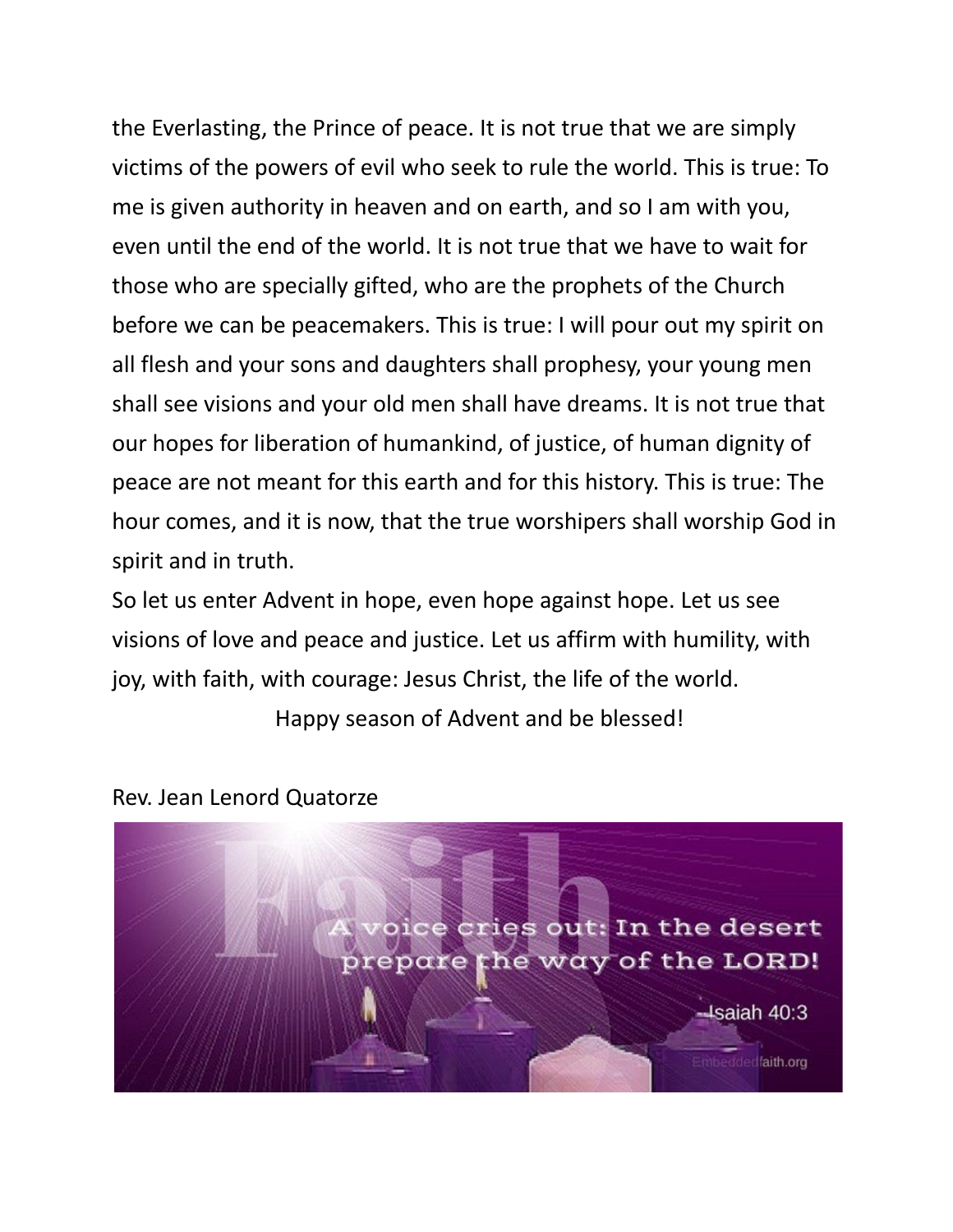the Everlasting, the Prince of peace. It is not true that we are simply victims of the powers of evil who seek to rule the world. This is true: To me is given authority in heaven and on earth, and so I am with you, even until the end of the world. It is not true that we have to wait for those who are specially gifted, who are the prophets of the Church before we can be peacemakers. This is true: I will pour out my spirit on all flesh and your sons and daughters shall prophesy, your young men shall see visions and your old men shall have dreams. It is not true that our hopes for liberation of humankind, of justice, of human dignity of peace are not meant for this earth and for this history. This is true: The hour comes, and it is now, that the true worshipers shall worship God in spirit and in truth.

So let us enter Advent in hope, even hope against hope. Let us see visions of love and peace and justice. Let us affirm with humility, with joy, with faith, with courage: Jesus Christ, the life of the world.

Happy season of Advent and be blessed!

Rev. Jean Lenord Quatorze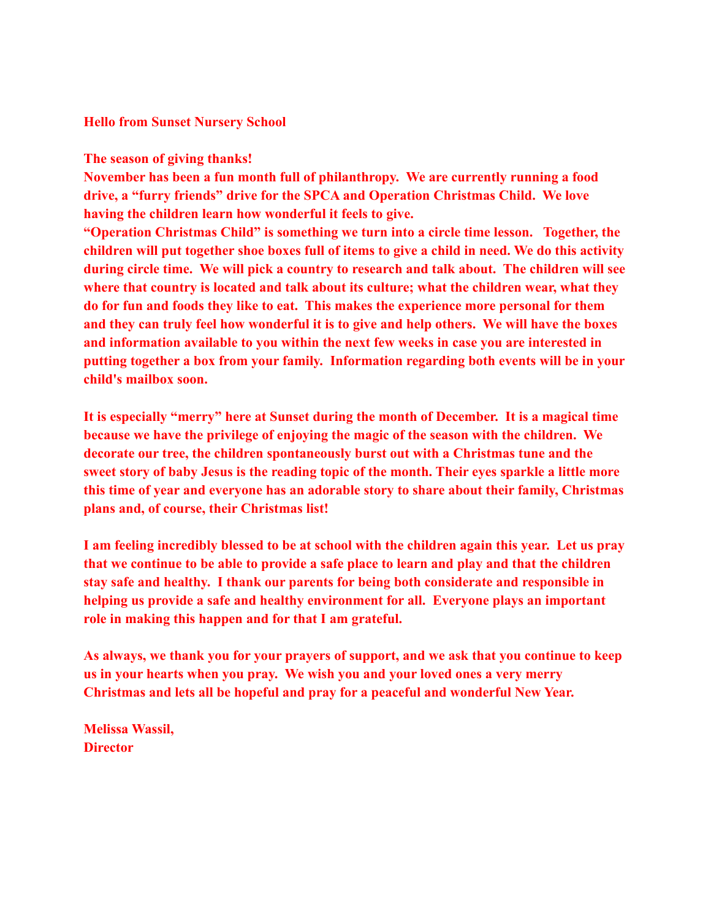**Hello from Sunset Nursery School**

**The season of giving thanks!**

**November has been a fun month full of philanthropy. We are currently running a food drive, a "furry friends" drive for the SPCA and Operation Christmas Child. We love having the children learn how wonderful it feels to give.**

**"Operation Christmas Child" is something we turn into a circle time lesson. Together, the children will put together shoe boxes full of items to give a child in need. We do this activity during circle time. We will pick a country to research and talk about. The children will see where that country is located and talk about its culture; what the children wear, what they do for fun and foods they like to eat. This makes the experience more personal for them and they can truly feel how wonderful it is to give and help others. We will have the boxes and information available to you within the next few weeks in case you are interested in putting together a box from your family. Information regarding both events will be in your child's mailbox soon.**

**It is especially "merry" here at Sunset during the month of December. It is a magical time because we have the privilege of enjoying the magic of the season with the children. We decorate our tree, the children spontaneously burst out with a Christmas tune and the sweet story of baby Jesus is the reading topic of the month. Their eyes sparkle a little more this time of year and everyone has an adorable story to share about their family, Christmas plans and, of course, their Christmas list!**

**I am feeling incredibly blessed to be at school with the children again this year. Let us pray that we continue to be able to provide a safe place to learn and play and that the children stay safe and healthy. I thank our parents for being both considerate and responsible in helping us provide a safe and healthy environment for all. Everyone plays an important role in making this happen and for that I am grateful.**

**As always, we thank you for your prayers of support, and we ask that you continue to keep us in your hearts when you pray. We wish you and your loved ones a very merry Christmas and lets all be hopeful and pray for a peaceful and wonderful New Year.**

**Melissa Wassil,**
**Director**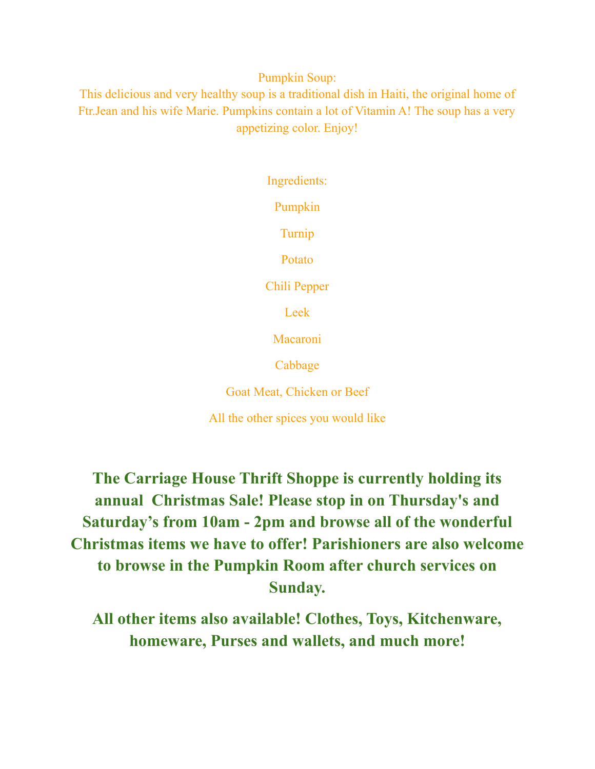Pumpkin Soup:

This delicious and very healthy soup is a traditional dish in Haiti, the original home of Ftr.Jean and his wife Marie. Pumpkins contain a lot of Vitamin A! The soup has a very appetizing color. Enjoy!

Ingredients:

Pumpkin

Turnip

Potato

Chili Pepper

Leek

Macaroni

Cabbage

Goat Meat, Chicken or Beef

All the other spices you would like

**The Carriage House Thrift Shoppe is currently holding its annual Christmas Sale! Please stop in on Thursday's and Saturday's from 10am - 2pm and browse all of the wonderful Christmas items we have to offer! Parishioners are also welcome to browse in the Pumpkin Room after church services on Sunday.**

**All other items also available! Clothes, Toys, Kitchenware, homeware, Purses and wallets, and much more!**